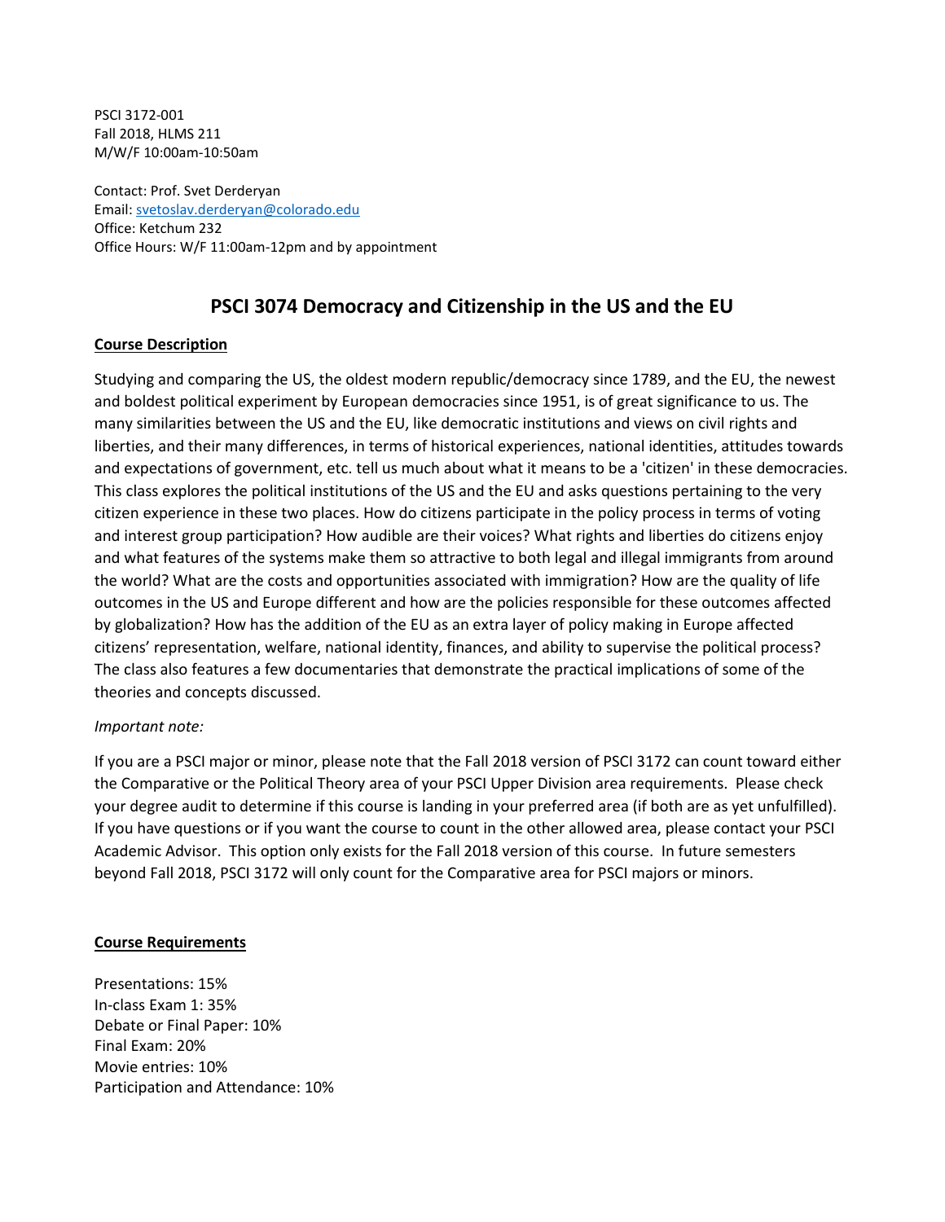PSCI 3172-001
Fall 2018, HLMS 211
M/W/F 10:00am-10:50am

Contact: Prof. Svet Derderyan
Email: svetoslav.derderyan@colorado.edu
Office: Ketchum 232
Office Hours: W/F 11:00am-12pm and by appointment

# PSCI 3074 Democracy and Citizenship in the US and the EU

## Course Description

Studying and comparing the US, the oldest modern republic/democracy since 1789, and the EU, the newest and boldest political experiment by European democracies since 1951, is of great significance to us. The many similarities between the US and the EU, like democratic institutions and views on civil rights and liberties, and their many differences, in terms of historical experiences, national identities, attitudes towards and expectations of government, etc. tell us much about what it means to be a 'citizen' in these democracies. This class explores the political institutions of the US and the EU and asks questions pertaining to the very citizen experience in these two places. How do citizens participate in the policy process in terms of voting and interest group participation? How audible are their voices? What rights and liberties do citizens enjoy and what features of the systems make them so attractive to both legal and illegal immigrants from around the world? What are the costs and opportunities associated with immigration? How are the quality of life outcomes in the US and Europe different and how are the policies responsible for these outcomes affected by globalization? How has the addition of the EU as an extra layer of policy making in Europe affected citizens' representation, welfare, national identity, finances, and ability to supervise the political process? The class also features a few documentaries that demonstrate the practical implications of some of the theories and concepts discussed.

*Important note:*

If you are a PSCI major or minor, please note that the Fall 2018 version of PSCI 3172 can count toward either the Comparative or the Political Theory area of your PSCI Upper Division area requirements. Please check your degree audit to determine if this course is landing in your preferred area (if both are as yet unfulfilled). If you have questions or if you want the course to count in the other allowed area, please contact your PSCI Academic Advisor. This option only exists for the Fall 2018 version of this course. In future semesters beyond Fall 2018, PSCI 3172 will only count for the Comparative area for PSCI majors or minors.

## Course Requirements

Presentations: 15%
In-class Exam 1: 35%
Debate or Final Paper: 10%
Final Exam: 20%
Movie entries: 10%
Participation and Attendance: 10%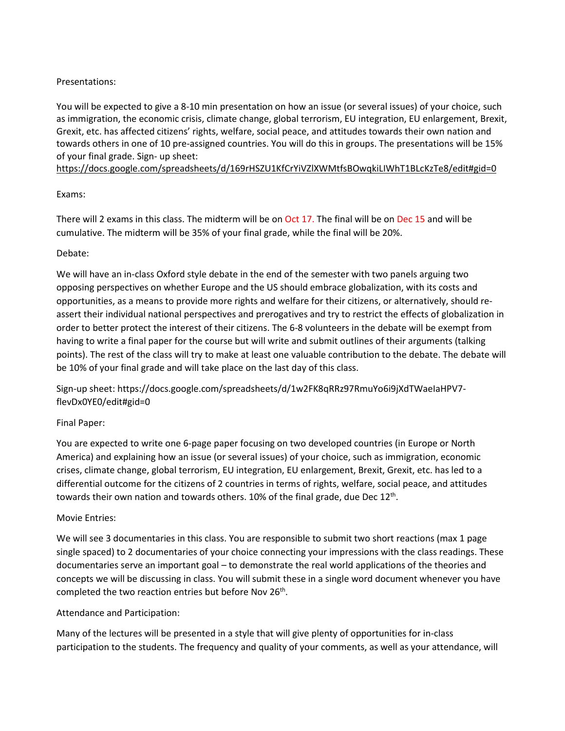Presentations:

You will be expected to give a 8-10 min presentation on how an issue (or several issues) of your choice, such as immigration, the economic crisis, climate change, global terrorism, EU integration, EU enlargement, Brexit, Grexit, etc. has affected citizens' rights, welfare, social peace, and attitudes towards their own nation and towards others in one of 10 pre-assigned countries. You will do this in groups. The presentations will be 15% of your final grade. Sign- up sheet: https://docs.google.com/spreadsheets/d/169rHSZU1KfCrYiVZlXWMtfsBOwqkiLIWhT1BLcKzTe8/edit#gid=0

Exams:

There will 2 exams in this class. The midterm will be on Oct 17. The final will be on Dec 15 and will be cumulative. The midterm will be 35% of your final grade, while the final will be 20%.

Debate:

We will have an in-class Oxford style debate in the end of the semester with two panels arguing two opposing perspectives on whether Europe and the US should embrace globalization, with its costs and opportunities, as a means to provide more rights and welfare for their citizens, or alternatively, should re-assert their individual national perspectives and prerogatives and try to restrict the effects of globalization in order to better protect the interest of their citizens. The 6-8 volunteers in the debate will be exempt from having to write a final paper for the course but will write and submit outlines of their arguments (talking points). The rest of the class will try to make at least one valuable contribution to the debate. The debate will be 10% of your final grade and will take place on the last day of this class.

Sign-up sheet: https://docs.google.com/spreadsheets/d/1w2FK8qRRz97RmuYo6i9jXdTWaeIaHPV7-flevDx0YE0/edit#gid=0

Final Paper:

You are expected to write one 6-page paper focusing on two developed countries (in Europe or North America) and explaining how an issue (or several issues) of your choice, such as immigration, economic crises, climate change, global terrorism, EU integration, EU enlargement, Brexit, Grexit, etc. has led to a differential outcome for the citizens of 2 countries in terms of rights, welfare, social peace, and attitudes towards their own nation and towards others. 10% of the final grade, due Dec 12th.

Movie Entries:

We will see 3 documentaries in this class. You are responsible to submit two short reactions (max 1 page single spaced) to 2 documentaries of your choice connecting your impressions with the class readings. These documentaries serve an important goal – to demonstrate the real world applications of the theories and concepts we will be discussing in class. You will submit these in a single word document whenever you have completed the two reaction entries but before Nov 26th.

Attendance and Participation:

Many of the lectures will be presented in a style that will give plenty of opportunities for in-class participation to the students. The frequency and quality of your comments, as well as your attendance, will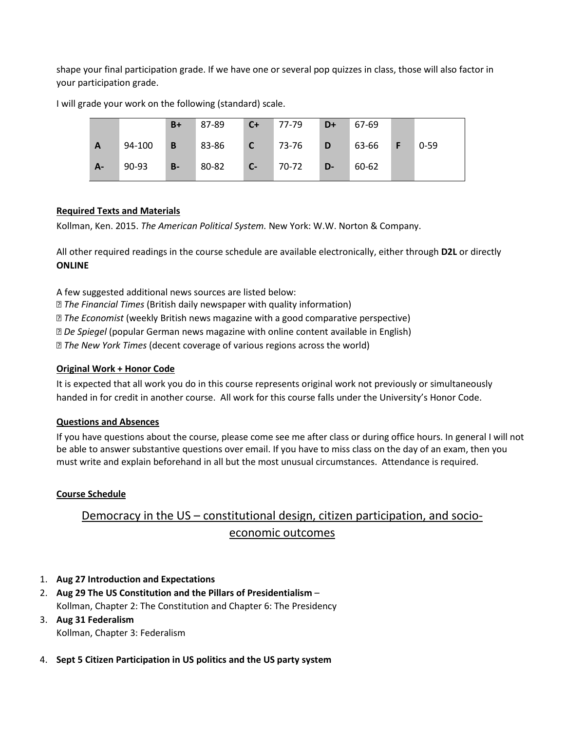shape your final participation grade. If we have one or several pop quizzes in class, those will also factor in your participation grade.

I will grade your work on the following (standard) scale.

| | | | | | | | | | |
|---|---|---|---|---|---|---|---|---|---|
| | | B+ | 87-89 | C+ | 77-79 | D+ | 67-69 | | |
| A | 94-100 | B | 83-86 | C | 73-76 | D | 63-66 | F | 0-59 |
| A- | 90-93 | B- | 80-82 | C- | 70-72 | D- | 60-62 | | |

**Required Texts and Materials**

Kollman, Ken. 2015. *The American Political System.* New York: W.W. Norton & Company.

All other required readings in the course schedule are available electronically, either through **D2L** or directly **ONLINE**

A few suggested additional news sources are listed below:

- *The Financial Times* (British daily newspaper with quality information)
- *The Economist* (weekly British news magazine with a good comparative perspective)
- *De Spiegel* (popular German news magazine with online content available in English)
- *The New York Times* (decent coverage of various regions across the world)

**Original Work + Honor Code**

It is expected that all work you do in this course represents original work not previously or simultaneously handed in for credit in another course. All work for this course falls under the University's Honor Code.

**Questions and Absences**

If you have questions about the course, please come see me after class or during office hours. In general I will not be able to answer substantive questions over email. If you have to miss class on the day of an exam, then you must write and explain beforehand in all but the most unusual circumstances. Attendance is required.

**Course Schedule**

## Democracy in the US – constitutional design, citizen participation, and socio-economic outcomes

1. **Aug 27 Introduction and Expectations**
2. **Aug 29 The US Constitution and the Pillars of Presidentialism** – Kollman, Chapter 2: The Constitution and Chapter 6: The Presidency
3. **Aug 31 Federalism** Kollman, Chapter 3: Federalism
4. **Sept 5 Citizen Participation in US politics and the US party system**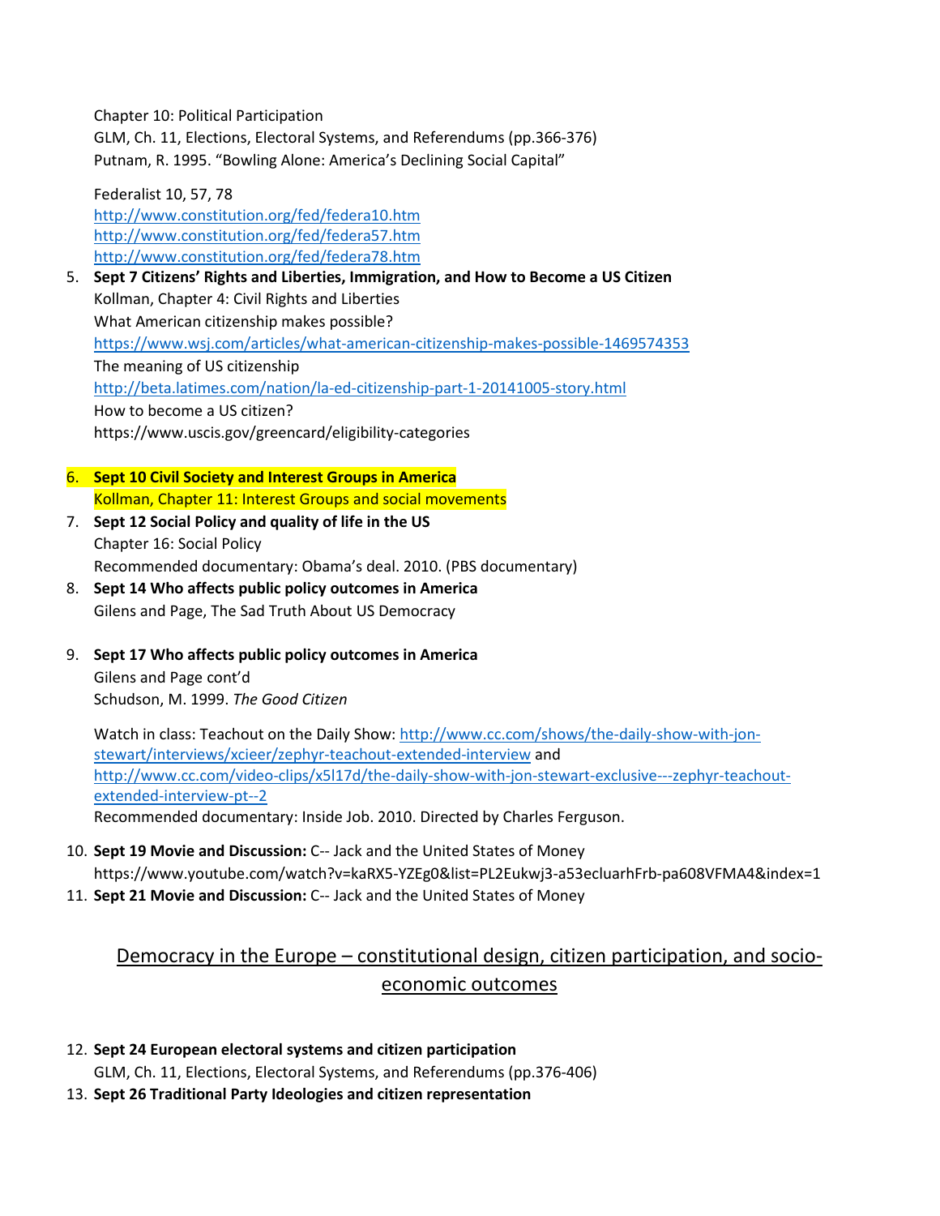Chapter 10: Political Participation
GLM, Ch. 11, Elections, Electoral Systems, and Referendums (pp.366-376)
Putnam, R. 1995. "Bowling Alone: America's Declining Social Capital"

Federalist 10, 57, 78
http://www.constitution.org/fed/federa10.htm
http://www.constitution.org/fed/federa57.htm
http://www.constitution.org/fed/federa78.htm

5. **Sept 7 Citizens' Rights and Liberties, Immigration, and How to Become a US Citizen**
   Kollman, Chapter 4: Civil Rights and Liberties
   What American citizenship makes possible?
   https://www.wsj.com/articles/what-american-citizenship-makes-possible-1469574353
   The meaning of US citizenship
   http://beta.latimes.com/nation/la-ed-citizenship-part-1-20141005-story.html
   How to become a US citizen?
   https://www.uscis.gov/greencard/eligibility-categories

6. **Sept 10 Civil Society and Interest Groups in America**
   Kollman, Chapter 11: Interest Groups and social movements
7. **Sept 12 Social Policy and quality of life in the US**
   Chapter 16: Social Policy
   Recommended documentary: Obama's deal. 2010. (PBS documentary)
8. **Sept 14 Who affects public policy outcomes in America**
   Gilens and Page, The Sad Truth About US Democracy

9. **Sept 17 Who affects public policy outcomes in America**
   Gilens and Page cont'd
   Schudson, M. 1999. *The Good Citizen*

   Watch in class: Teachout on the Daily Show: http://www.cc.com/shows/the-daily-show-with-jon-stewart/interviews/xcieer/zephyr-teachout-extended-interview and http://www.cc.com/video-clips/x5l17d/the-daily-show-with-jon-stewart-exclusive---zephyr-teachout-extended-interview-pt--2
   Recommended documentary: Inside Job. 2010. Directed by Charles Ferguson.

10. **Sept 19 Movie and Discussion:** C-- Jack and the United States of Money
    https://www.youtube.com/watch?v=kaRX5-YZEg0&list=PL2Eukwj3-a53ecluarhFrb-pa608VFMA4&index=1
11. **Sept 21 Movie and Discussion:** C-- Jack and the United States of Money

## Democracy in the Europe – constitutional design, citizen participation, and socio-economic outcomes

12. **Sept 24 European electoral systems and citizen participation**
    GLM, Ch. 11, Elections, Electoral Systems, and Referendums (pp.376-406)
13. **Sept 26 Traditional Party Ideologies and citizen representation**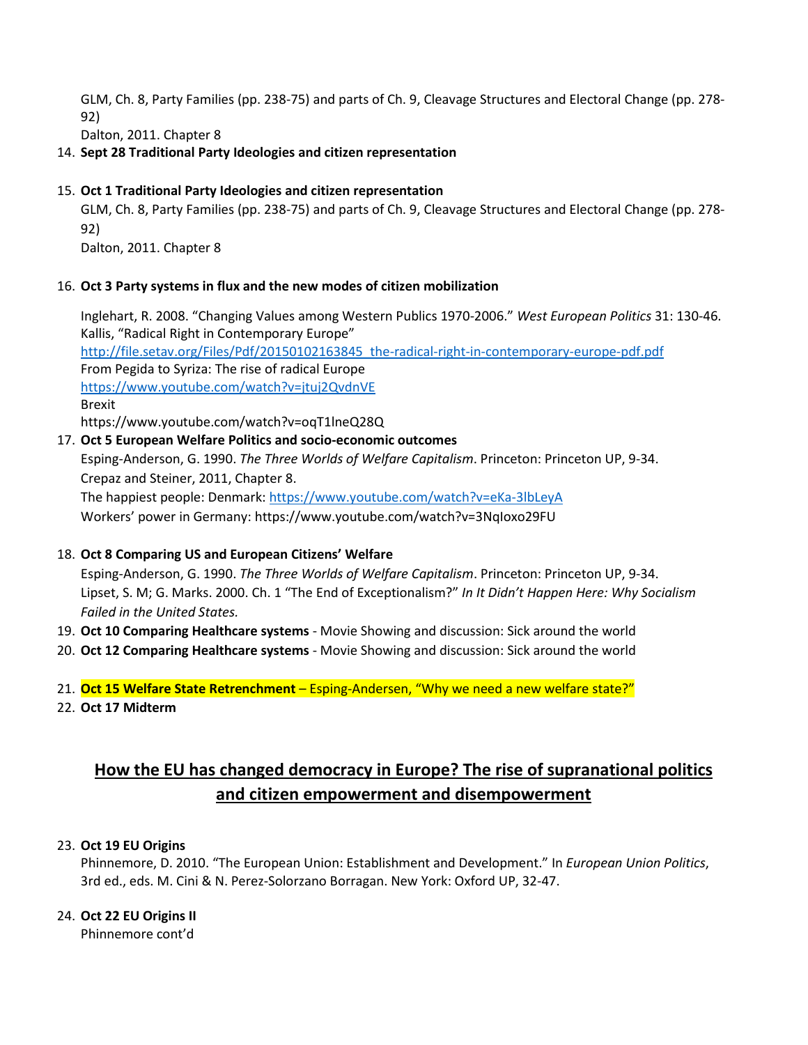GLM, Ch. 8, Party Families (pp. 238-75) and parts of Ch. 9, Cleavage Structures and Electoral Change (pp. 278-92)
Dalton, 2011. Chapter 8

14. **Sept 28 Traditional Party Ideologies and citizen representation**

15. **Oct 1 Traditional Party Ideologies and citizen representation**
    GLM, Ch. 8, Party Families (pp. 238-75) and parts of Ch. 9, Cleavage Structures and Electoral Change (pp. 278-92)
    Dalton, 2011. Chapter 8

16. **Oct 3 Party systems in flux and the new modes of citizen mobilization**

    Inglehart, R. 2008. "Changing Values among Western Publics 1970-2006." *West European Politics* 31: 130-46.
    Kallis, "Radical Right in Contemporary Europe"
    http://file.setav.org/Files/Pdf/20150102163845_the-radical-right-in-contemporary-europe-pdf.pdf
    From Pegida to Syriza: The rise of radical Europe
    https://www.youtube.com/watch?v=jtuj2QvdnVE
    Brexit
    https://www.youtube.com/watch?v=oqT1lneQ28Q

17. **Oct 5 European Welfare Politics and socio-economic outcomes**
    Esping-Anderson, G. 1990. *The Three Worlds of Welfare Capitalism*. Princeton: Princeton UP, 9-34.
    Crepaz and Steiner, 2011, Chapter 8.
    The happiest people: Denmark: https://www.youtube.com/watch?v=eKa-3lbLeyA
    Workers' power in Germany: https://www.youtube.com/watch?v=3NqIoxo29FU

18. **Oct 8 Comparing US and European Citizens' Welfare**
    Esping-Anderson, G. 1990. *The Three Worlds of Welfare Capitalism*. Princeton: Princeton UP, 9-34.
    Lipset, S. M; G. Marks. 2000. Ch. 1 "The End of Exceptionalism?" *In It Didn't Happen Here: Why Socialism Failed in the United States.*

19. **Oct 10 Comparing Healthcare systems** - Movie Showing and discussion: Sick around the world

20. **Oct 12 Comparing Healthcare systems** - Movie Showing and discussion: Sick around the world

21. **Oct 15 Welfare State Retrenchment** – Esping-Andersen, "Why we need a new welfare state?"

22. **Oct 17 Midterm**

## How the EU has changed democracy in Europe? The rise of supranational politics and citizen empowerment and disempowerment

23. **Oct 19 EU Origins**
    Phinnemore, D. 2010. "The European Union: Establishment and Development." In *European Union Politics*, 3rd ed., eds. M. Cini & N. Perez-Solorzano Borragan. New York: Oxford UP, 32-47.

24. **Oct 22 EU Origins II**
    Phinnemore cont'd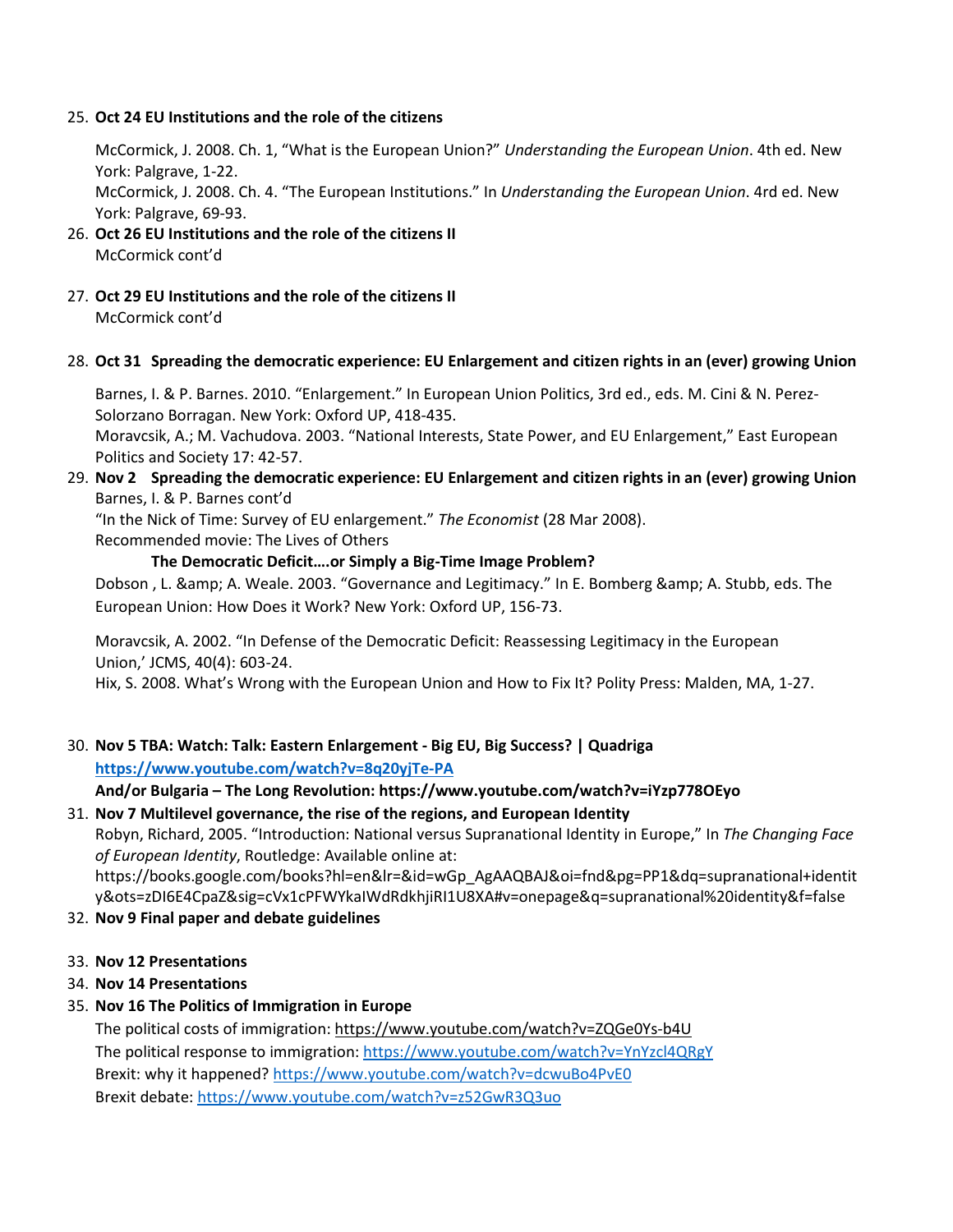25. **Oct 24 EU Institutions and the role of the citizens**

    McCormick, J. 2008. Ch. 1, "What is the European Union?" *Understanding the European Union*. 4th ed. New York: Palgrave, 1-22.
    McCormick, J. 2008. Ch. 4. "The European Institutions." In *Understanding the European Union*. 4rd ed. New York: Palgrave, 69-93.

26. **Oct 26 EU Institutions and the role of the citizens II**
    McCormick cont'd

27. **Oct 29 EU Institutions and the role of the citizens II**
    McCormick cont'd

28. **Oct 31 Spreading the democratic experience: EU Enlargement and citizen rights in an (ever) growing Union**

    Barnes, I. & P. Barnes. 2010. "Enlargement." In European Union Politics, 3rd ed., eds. M. Cini & N. Perez-Solorzano Borragan. New York: Oxford UP, 418-435.
    Moravcsik, A.; M. Vachudova. 2003. "National Interests, State Power, and EU Enlargement," East European Politics and Society 17: 42-57.

29. **Nov 2 Spreading the democratic experience: EU Enlargement and citizen rights in an (ever) growing Union**
    Barnes, I. & P. Barnes cont'd
    "In the Nick of Time: Survey of EU enlargement." *The Economist* (28 Mar 2008).
    Recommended movie: The Lives of Others

    **The Democratic Deficit….or Simply a Big-Time Image Problem?**

    Dobson , L. &amp; A. Weale. 2003. "Governance and Legitimacy." In E. Bomberg &amp; A. Stubb, eds. The European Union: How Does it Work? New York: Oxford UP, 156-73.

    Moravcsik, A. 2002. "In Defense of the Democratic Deficit: Reassessing Legitimacy in the European Union,' JCMS, 40(4): 603-24.
    Hix, S. 2008. What's Wrong with the European Union and How to Fix It? Polity Press: Malden, MA, 1-27.

30. **Nov 5 TBA: Watch: Talk: Eastern Enlargement - Big EU, Big Success? | Quadriga**
    **https://www.youtube.com/watch?v=8q20yjTe-PA**
    **And/or Bulgaria – The Long Revolution: https://www.youtube.com/watch?v=iYzp778OEyo**

31. **Nov 7 Multilevel governance, the rise of the regions, and European Identity**
    Robyn, Richard, 2005. "Introduction: National versus Supranational Identity in Europe," In *The Changing Face of European Identity*, Routledge: Available online at: https://books.google.com/books?hl=en&lr=&id=wGp_AgAAQBAJ&oi=fnd&pg=PP1&dq=supranational+identity&ots=zDI6E4CpaZ&sig=cVx1cPFWYkaIWdRdkhjiRI1U8XA#v=onepage&q=supranational%20identity&f=false

32. **Nov 9 Final paper and debate guidelines**

33. **Nov 12 Presentations**

34. **Nov 14 Presentations**

35. **Nov 16 The Politics of Immigration in Europe**
    The political costs of immigration: https://www.youtube.com/watch?v=ZQGe0Ys-b4U
    The political response to immigration: https://www.youtube.com/watch?v=YnYzcl4QRgY
    Brexit: why it happened? https://www.youtube.com/watch?v=dcwuBo4PvE0
    Brexit debate: https://www.youtube.com/watch?v=z52GwR3Q3uo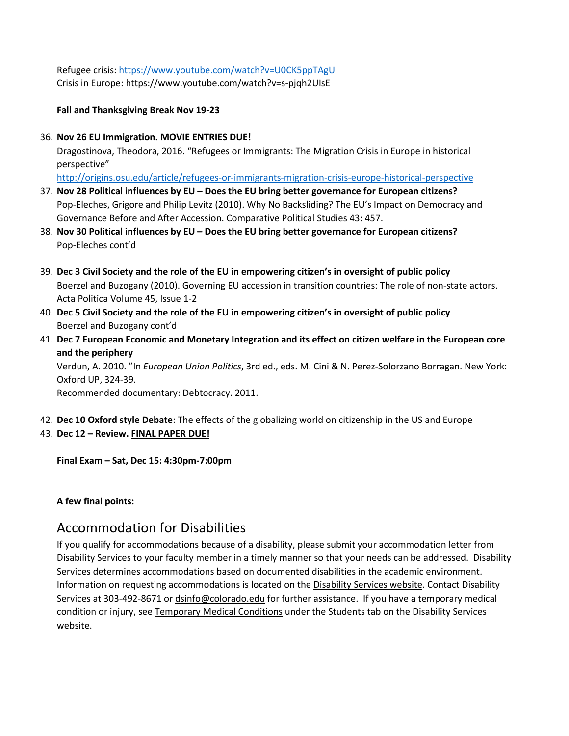Refugee crisis: https://www.youtube.com/watch?v=U0CK5ppTAgU
Crisis in Europe: https://www.youtube.com/watch?v=s-pjqh2UIsE

**Fall and Thanksgiving Break Nov 19-23**

36. **Nov 26 EU Immigration. MOVIE ENTRIES DUE!**
    Dragostinova, Theodora, 2016. "Refugees or Immigrants: The Migration Crisis in Europe in historical perspective"
    http://origins.osu.edu/article/refugees-or-immigrants-migration-crisis-europe-historical-perspective
37. **Nov 28 Political influences by EU – Does the EU bring better governance for European citizens?**
    Pop-Eleches, Grigore and Philip Levitz (2010). Why No Backsliding? The EU's Impact on Democracy and Governance Before and After Accession. Comparative Political Studies 43: 457.
38. **Nov 30 Political influences by EU – Does the EU bring better governance for European citizens?**
    Pop-Eleches cont'd
39. **Dec 3 Civil Society and the role of the EU in empowering citizen's in oversight of public policy**
    Boerzel and Buzogany (2010). Governing EU accession in transition countries: The role of non-state actors. Acta Politica Volume 45, Issue 1-2
40. **Dec 5 Civil Society and the role of the EU in empowering citizen's in oversight of public policy**
    Boerzel and Buzogany cont'd
41. **Dec 7 European Economic and Monetary Integration and its effect on citizen welfare in the European core and the periphery**
    Verdun, A. 2010. "In *European Union Politics*, 3rd ed., eds. M. Cini & N. Perez-Solorzano Borragan. New York: Oxford UP, 324-39.
    Recommended documentary: Debtocracy. 2011.
42. **Dec 10 Oxford style Debate**: The effects of the globalizing world on citizenship in the US and Europe
43. **Dec 12 – Review. FINAL PAPER DUE!**

**Final Exam – Sat, Dec 15: 4:30pm-7:00pm**

**A few final points:**

## Accommodation for Disabilities

If you qualify for accommodations because of a disability, please submit your accommodation letter from Disability Services to your faculty member in a timely manner so that your needs can be addressed. Disability Services determines accommodations based on documented disabilities in the academic environment. Information on requesting accommodations is located on the Disability Services website. Contact Disability Services at 303-492-8671 or dsinfo@colorado.edu for further assistance. If you have a temporary medical condition or injury, see Temporary Medical Conditions under the Students tab on the Disability Services website.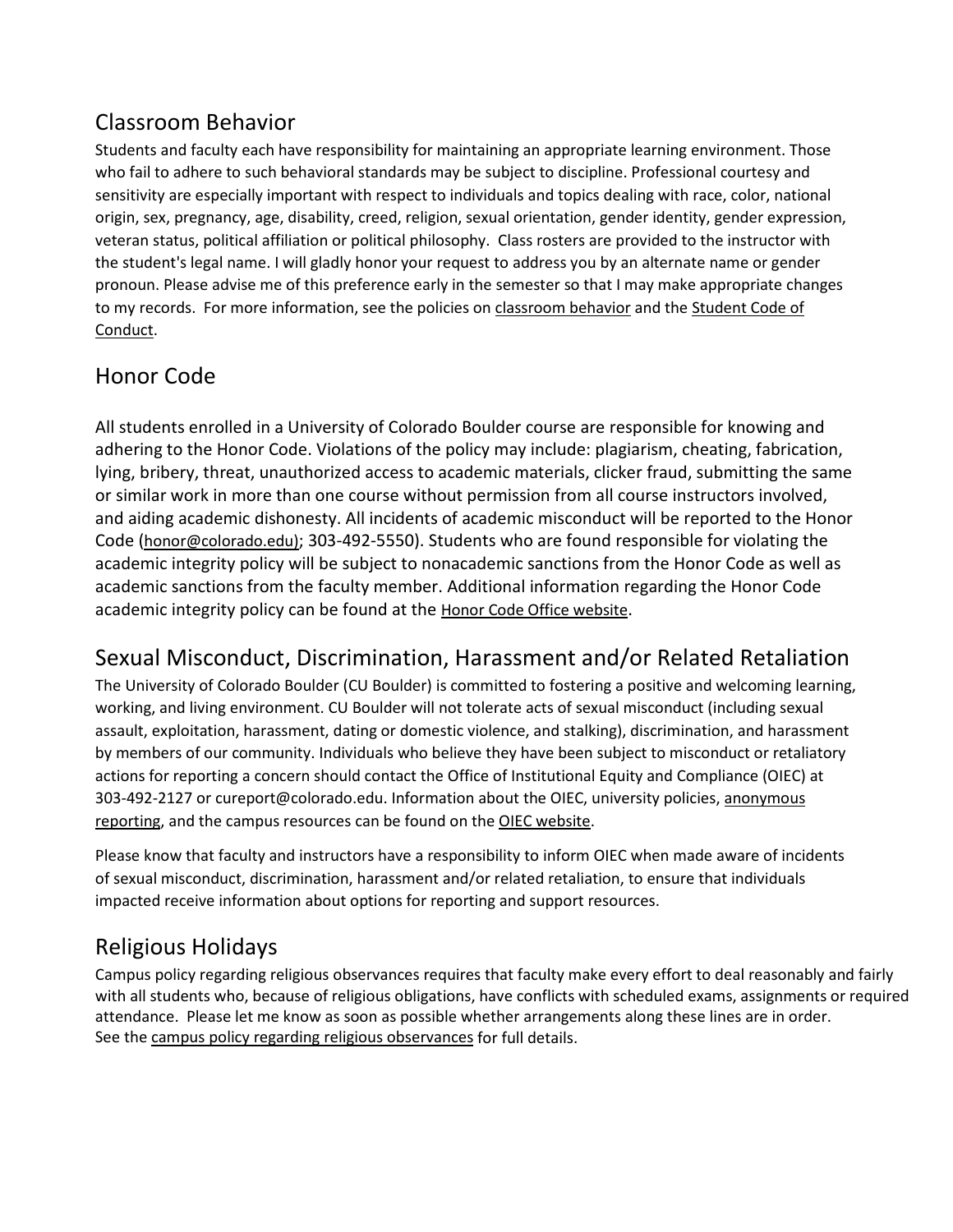## Classroom Behavior

Students and faculty each have responsibility for maintaining an appropriate learning environment. Those who fail to adhere to such behavioral standards may be subject to discipline. Professional courtesy and sensitivity are especially important with respect to individuals and topics dealing with race, color, national origin, sex, pregnancy, age, disability, creed, religion, sexual orientation, gender identity, gender expression, veteran status, political affiliation or political philosophy. Class rosters are provided to the instructor with the student's legal name. I will gladly honor your request to address you by an alternate name or gender pronoun. Please advise me of this preference early in the semester so that I may make appropriate changes to my records. For more information, see the policies on classroom behavior and the Student Code of Conduct.

## Honor Code

All students enrolled in a University of Colorado Boulder course are responsible for knowing and adhering to the Honor Code. Violations of the policy may include: plagiarism, cheating, fabrication, lying, bribery, threat, unauthorized access to academic materials, clicker fraud, submitting the same or similar work in more than one course without permission from all course instructors involved, and aiding academic dishonesty. All incidents of academic misconduct will be reported to the Honor Code (honor@colorado.edu); 303-492-5550). Students who are found responsible for violating the academic integrity policy will be subject to nonacademic sanctions from the Honor Code as well as academic sanctions from the faculty member. Additional information regarding the Honor Code academic integrity policy can be found at the Honor Code Office website.

## Sexual Misconduct, Discrimination, Harassment and/or Related Retaliation

The University of Colorado Boulder (CU Boulder) is committed to fostering a positive and welcoming learning, working, and living environment. CU Boulder will not tolerate acts of sexual misconduct (including sexual assault, exploitation, harassment, dating or domestic violence, and stalking), discrimination, and harassment by members of our community. Individuals who believe they have been subject to misconduct or retaliatory actions for reporting a concern should contact the Office of Institutional Equity and Compliance (OIEC) at 303-492-2127 or cureport@colorado.edu. Information about the OIEC, university policies, anonymous reporting, and the campus resources can be found on the OIEC website.

Please know that faculty and instructors have a responsibility to inform OIEC when made aware of incidents of sexual misconduct, discrimination, harassment and/or related retaliation, to ensure that individuals impacted receive information about options for reporting and support resources.

## Religious Holidays

Campus policy regarding religious observances requires that faculty make every effort to deal reasonably and fairly with all students who, because of religious obligations, have conflicts with scheduled exams, assignments or required attendance. Please let me know as soon as possible whether arrangements along these lines are in order. See the campus policy regarding religious observances for full details.